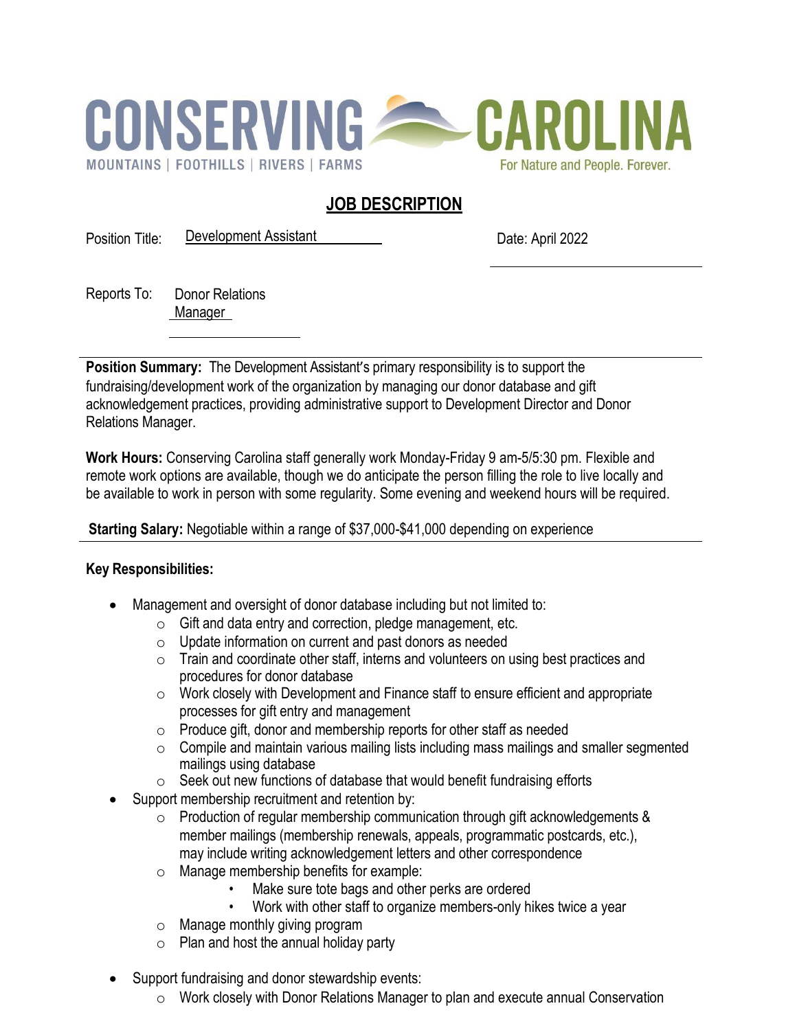# CONSERVING CAROLINA

MOUNTAINS | FOOTHILLS | RIVERS | FARMS

For Nature and People. Forever.

## JOB DESCRIPTION

Position Title: Development Assistant

Date: April 2022

Reports To: Donor Relations Manager

**Position Summary:** The Development Assistant's primary responsibility is to support the fundraising/development work of the organization by managing our donor database and gift acknowledgement practices, providing administrative support to Development Director and Donor Relations Manager.

**Work Hours:** Conserving Carolina staff generally work Monday-Friday 9 am-5/5:30 pm. Flexible and remote work options are available, though we do anticipate the person filling the role to live locally and be available to work in person with some regularity. Some evening and weekend hours will be required.

**Starting Salary:** Negotiable within a range of $37,000-$41,000 depending on experience

**Key Responsibilities:**

- Management and oversight of donor database including but not limited to:
  - Gift and data entry and correction, pledge management, etc.
  - Update information on current and past donors as needed
  - Train and coordinate other staff, interns and volunteers on using best practices and procedures for donor database
  - Work closely with Development and Finance staff to ensure efficient and appropriate processes for gift entry and management
  - Produce gift, donor and membership reports for other staff as needed
  - Compile and maintain various mailing lists including mass mailings and smaller segmented mailings using database
  - Seek out new functions of database that would benefit fundraising efforts
- Support membership recruitment and retention by:
  - Production of regular membership communication through gift acknowledgements & member mailings (membership renewals, appeals, programmatic postcards, etc.), may include writing acknowledgement letters and other correspondence
  - Manage membership benefits for example:
    - Make sure tote bags and other perks are ordered
    - Work with other staff to organize members-only hikes twice a year
  - Manage monthly giving program
  - Plan and host the annual holiday party
- Support fundraising and donor stewardship events:
  - Work closely with Donor Relations Manager to plan and execute annual Conservation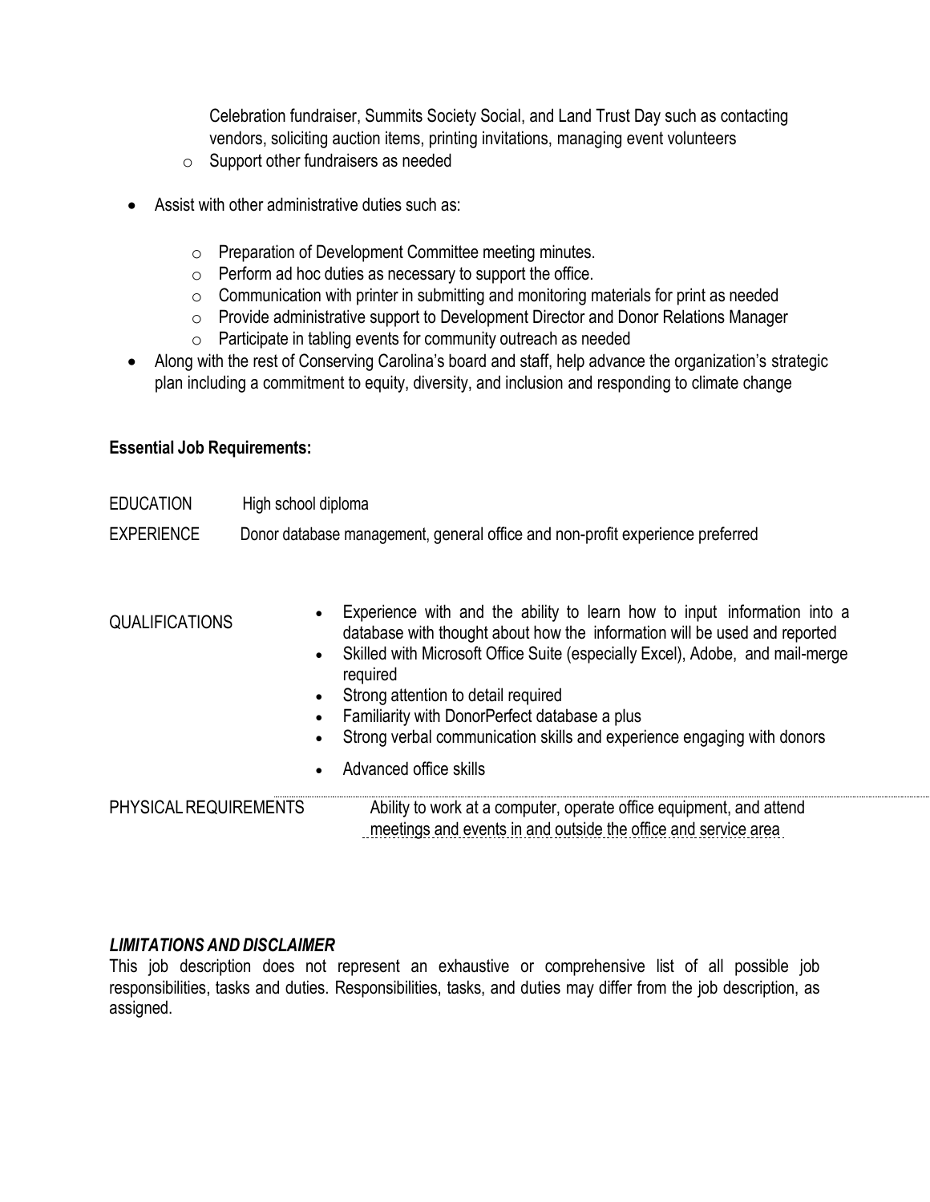- Celebration fundraiser, Summits Society Social, and Land Trust Day such as contacting vendors, soliciting auction items, printing invitations, managing event volunteers
  - Support other fundraisers as needed

- Assist with other administrative duties such as:
  - Preparation of Development Committee meeting minutes.
  - Perform ad hoc duties as necessary to support the office.
  - Communication with printer in submitting and monitoring materials for print as needed
  - Provide administrative support to Development Director and Donor Relations Manager
  - Participate in tabling events for community outreach as needed
- Along with the rest of Conserving Carolina's board and staff, help advance the organization's strategic plan including a commitment to equity, diversity, and inclusion and responding to climate change

**Essential Job Requirements:**

EDUCATION High school diploma

EXPERIENCE Donor database management, general office and non-profit experience preferred

QUALIFICATIONS

- Experience with and the ability to learn how to input information into a database with thought about how the information will be used and reported
- Skilled with Microsoft Office Suite (especially Excel), Adobe, and mail-merge required
- Strong attention to detail required
- Familiarity with DonorPerfect database a plus
- Strong verbal communication skills and experience engaging with donors
- Advanced office skills

PHYSICAL REQUIREMENTS Ability to work at a computer, operate office equipment, and attend meetings and events in and outside the office and service area

***LIMITATIONS AND DISCLAIMER***

This job description does not represent an exhaustive or comprehensive list of all possible job responsibilities, tasks and duties. Responsibilities, tasks, and duties may differ from the job description, as assigned.